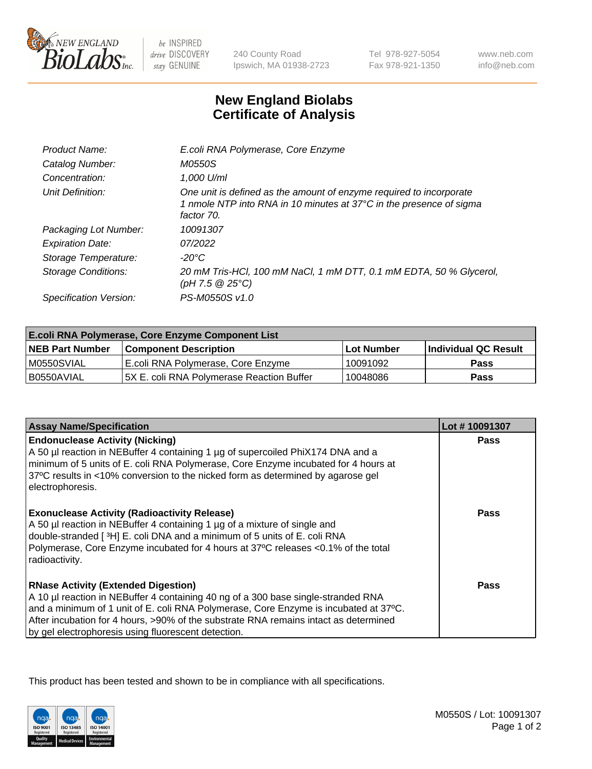New England BioLabs Inc. — be INSPIRED drive DISCOVERY stay GENUINE

240 County Road
Ipswich, MA 01938-2723

Tel 978-927-5054
Fax 978-921-1350

www.neb.com
info@neb.com

# New England Biolabs Certificate of Analysis

| | |
|---|---|
| *Product Name:* | *E.coli RNA Polymerase, Core Enzyme* |
| *Catalog Number:* | *M0550S* |
| *Concentration:* | *1,000 U/ml* |
| *Unit Definition:* | *One unit is defined as the amount of enzyme required to incorporate 1 nmole NTP into RNA in 10 minutes at 37°C in the presence of sigma factor 70.* |
| *Packaging Lot Number:* | *10091307* |
| *Expiration Date:* | *07/2022* |
| *Storage Temperature:* | *-20°C* |
| *Storage Conditions:* | *20 mM Tris-HCl, 100 mM NaCl, 1 mM DTT, 0.1 mM EDTA, 50 % Glycerol, (pH 7.5 @ 25°C)* |
| *Specification Version:* | *PS-M0550S v1.0* |

| E.coli RNA Polymerase, Core Enzyme Component List | | | |
|---|---|---|---|
| **NEB Part Number** | **Component Description** | **Lot Number** | **Individual QC Result** |
| M0550SVIAL | E.coli RNA Polymerase, Core Enzyme | 10091092 | **Pass** |
| B0550AVIAL | 5X E. coli RNA Polymerase Reaction Buffer | 10048086 | **Pass** |

| Assay Name/Specification | Lot # 10091307 |
|---|---|
| **Endonuclease Activity (Nicking)** A 50 µl reaction in NEBuffer 4 containing 1 µg of supercoiled PhiX174 DNA and a minimum of 5 units of E. coli RNA Polymerase, Core Enzyme incubated for 4 hours at 37ºC results in <10% conversion to the nicked form as determined by agarose gel electrophoresis. | **Pass** |
| **Exonuclease Activity (Radioactivity Release)** A 50 µl reaction in NEBuffer 4 containing 1 µg of a mixture of single and double-stranded [ $^{3}$H] E. coli DNA and a minimum of 5 units of E. coli RNA Polymerase, Core Enzyme incubated for 4 hours at 37ºC releases <0.1% of the total radioactivity. | **Pass** |
| **RNase Activity (Extended Digestion)** A 10 µl reaction in NEBuffer 4 containing 40 ng of a 300 base single-stranded RNA and a minimum of 1 unit of E. coli RNA Polymerase, Core Enzyme is incubated at 37ºC. After incubation for 4 hours, >90% of the substrate RNA remains intact as determined by gel electrophoresis using fluorescent detection. | **Pass** |

This product has been tested and shown to be in compliance with all specifications.

M0550S / Lot: 10091307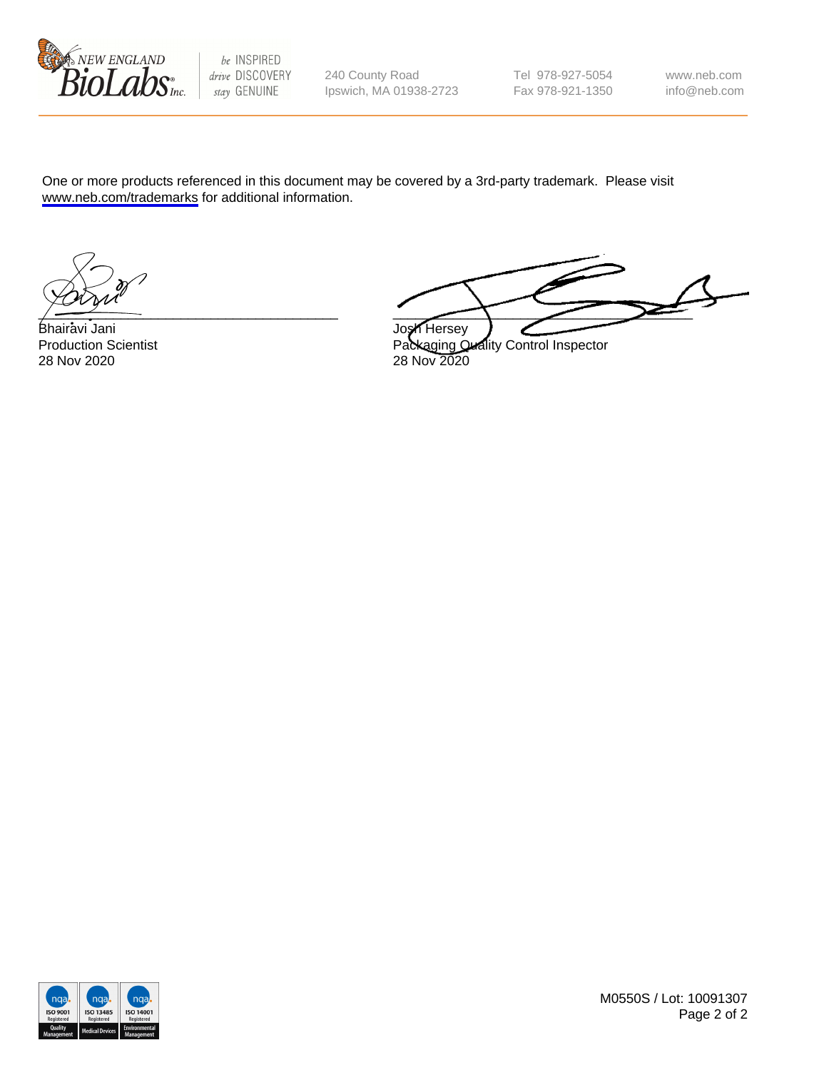One or more products referenced in this document may be covered by a 3rd-party trademark. Please visit www.neb.com/trademarks for additional information.

Bhairavi Jani
Production Scientist
28 Nov 2020

Josh Hersey
Packaging Quality Control Inspector
28 Nov 2020

M0550S / Lot: 10091307